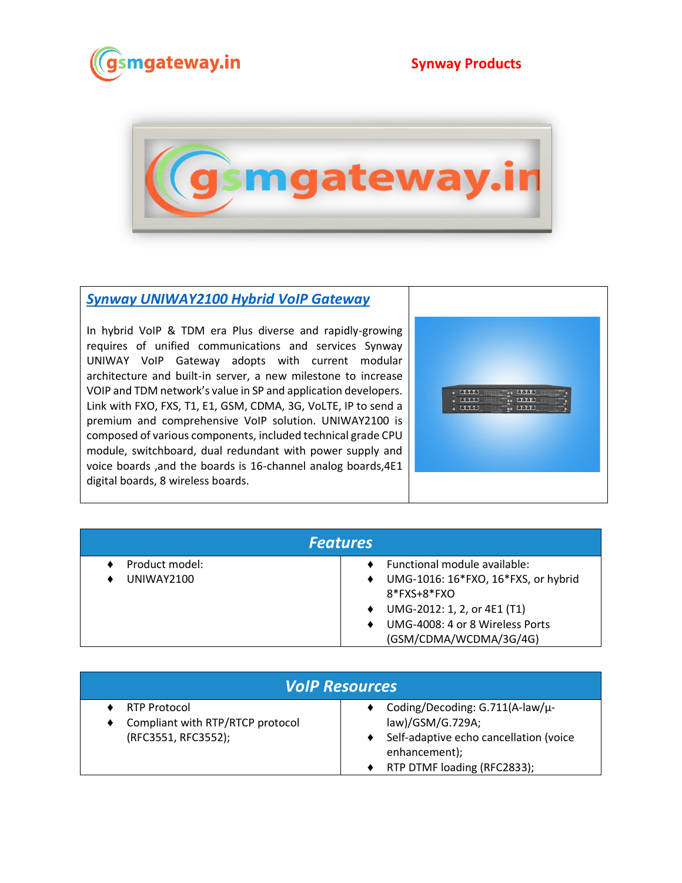Synway Products

## Synway UNIWAY2100 Hybrid VoIP Gateway

In hybrid VoIP & TDM era Plus diverse and rapidly-growing requires of unified communications and services Synway UNIWAY VoIP Gateway adopts with current modular architecture and built-in server, a new milestone to increase VOIP and TDM network's value in SP and application developers. Link with FXO, FXS, T1, E1, GSM, CDMA, 3G, VoLTE, IP to send a premium and comprehensive VoIP solution. UNIWAY2100 is composed of various components, included technical grade CPU module, switchboard, dual redundant with power supply and voice boards ,and the boards is 16-channel analog boards,4E1 digital boards, 8 wireless boards.

## Features

- Product model:
- UNIWAY2100

- Functional module available:
- UMG-1016: 16*FXO, 16*FXS, or hybrid 8*FXS+8*FXO
- UMG-2012: 1, 2, or 4E1 (T1)
- UMG-4008: 4 or 8 Wireless Ports (GSM/CDMA/WCDMA/3G/4G)

## VoIP Resources

- RTP Protocol
- Compliant with RTP/RTCP protocol (RFC3551, RFC3552);

- Coding/Decoding: G.711(A-law/μ-law)/GSM/G.729A;
- Self-adaptive echo cancellation (voice enhancement);
- RTP DTMF loading (RFC2833);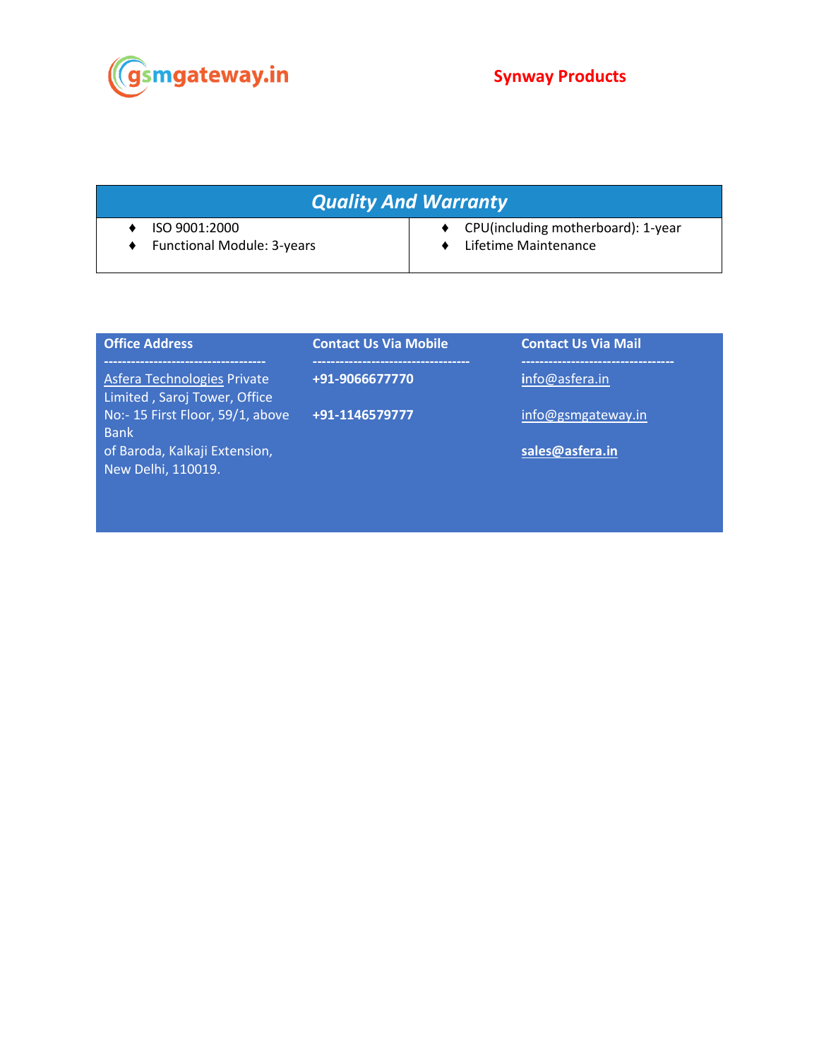## Quality And Warranty

| | |
|---|---|
| ♦ ISO 9001:2000<br>♦ Functional Module: 3-years | ♦ CPU(including motherboard): 1-year<br>♦ Lifetime Maintenance |

| Office Address | Contact Us Via Mobile | Contact Us Via Mail |
|---|---|---|
| Asfera Technologies Private Limited , Saroj Tower, Office No:- 15 First Floor, 59/1, above Bank of Baroda, Kalkaji Extension, New Delhi, 110019. | **+91-9066677770**<br><br>**+91-1146579777** | info@asfera.in<br><br>info@gsmgateway.in<br><br>**sales@asfera.in** |